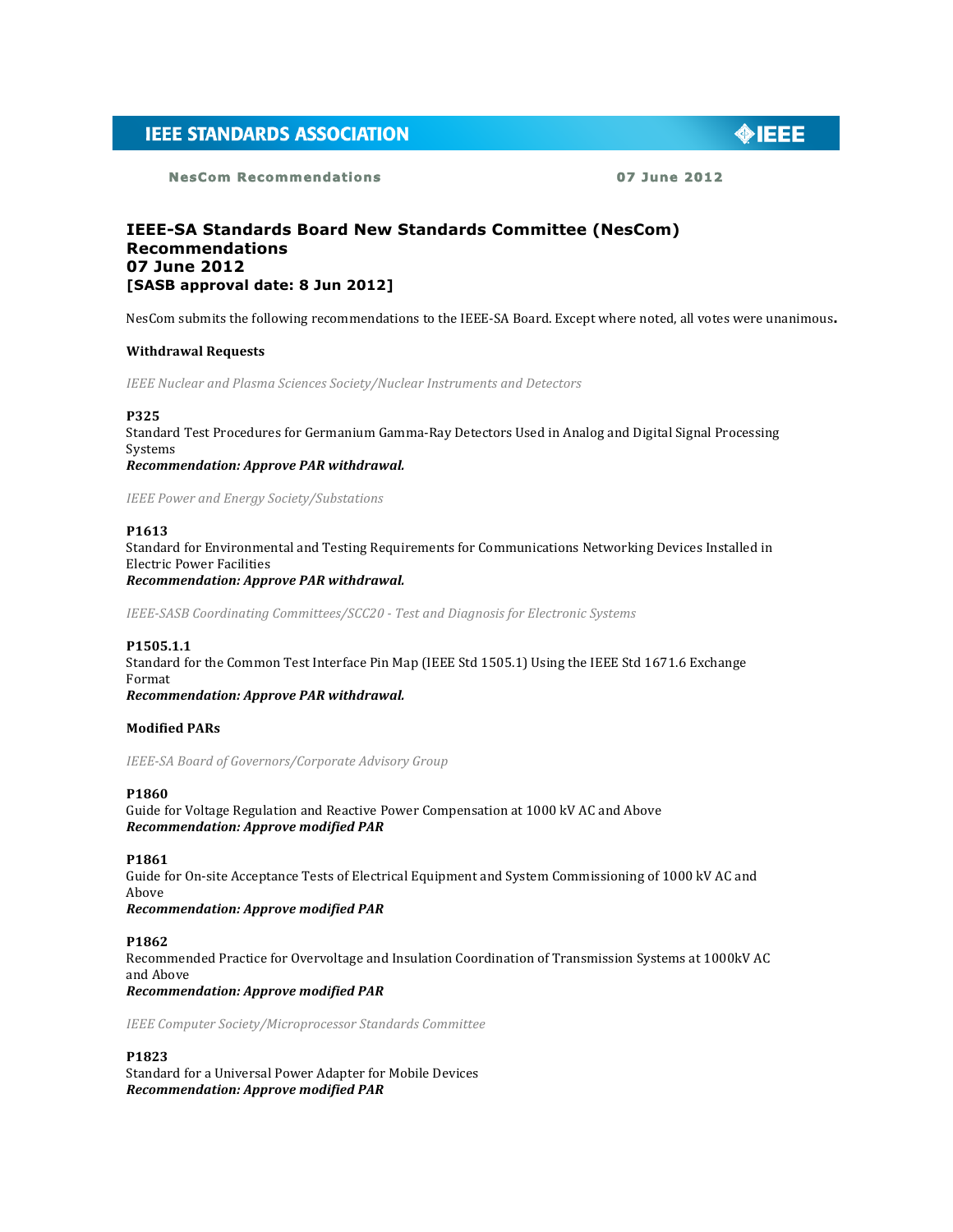# IEEE-SA Standards Board New Standards Committee (NesCom) Recommendations
# 07 June 2012
# [SASB approval date: 8 Jun 2012]

NesCom submits the following recommendations to the IEEE-SA Board. Except where noted, all votes were unanimous**.**

## Withdrawal Requests

*IEEE Nuclear and Plasma Sciences Society/Nuclear Instruments and Detectors*

**P325**
Standard Test Procedures for Germanium Gamma-Ray Detectors Used in Analog and Digital Signal Processing Systems
***Recommendation: Approve PAR withdrawal.***

*IEEE Power and Energy Society/Substations*

**P1613**
Standard for Environmental and Testing Requirements for Communications Networking Devices Installed in Electric Power Facilities
***Recommendation: Approve PAR withdrawal.***

*IEEE-SASB Coordinating Committees/SCC20 - Test and Diagnosis for Electronic Systems*

**P1505.1.1**
Standard for the Common Test Interface Pin Map (IEEE Std 1505.1) Using the IEEE Std 1671.6 Exchange Format
***Recommendation: Approve PAR withdrawal.***

## Modified PARs

*IEEE-SA Board of Governors/Corporate Advisory Group*

**P1860**
Guide for Voltage Regulation and Reactive Power Compensation at 1000 kV AC and Above
***Recommendation: Approve modified PAR***

**P1861**
Guide for On-site Acceptance Tests of Electrical Equipment and System Commissioning of 1000 kV AC and Above
***Recommendation: Approve modified PAR***

**P1862**
Recommended Practice for Overvoltage and Insulation Coordination of Transmission Systems at 1000kV AC and Above
***Recommendation: Approve modified PAR***

*IEEE Computer Society/Microprocessor Standards Committee*

**P1823**
Standard for a Universal Power Adapter for Mobile Devices
***Recommendation: Approve modified PAR***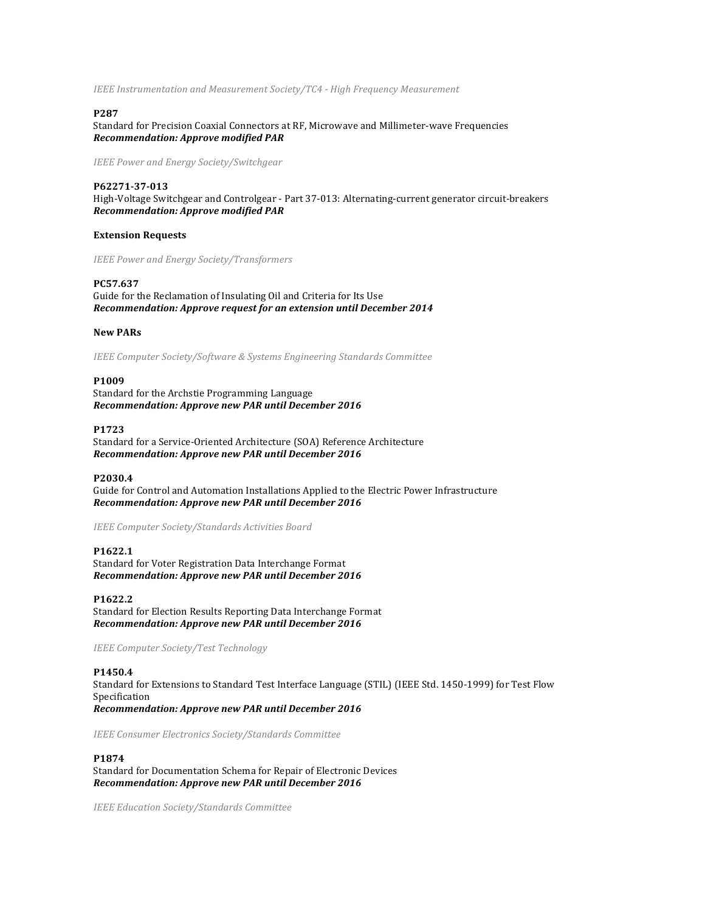*IEEE Instrumentation and Measurement Society/TC4 - High Frequency Measurement*

**P287**
Standard for Precision Coaxial Connectors at RF, Microwave and Millimeter-wave Frequencies
***Recommendation: Approve modified PAR***

*IEEE Power and Energy Society/Switchgear*

**P62271-37-013**
High-Voltage Switchgear and Controlgear - Part 37-013: Alternating-current generator circuit-breakers
***Recommendation: Approve modified PAR***

**Extension Requests**

*IEEE Power and Energy Society/Transformers*

**PC57.637**
Guide for the Reclamation of Insulating Oil and Criteria for Its Use
***Recommendation: Approve request for an extension until December 2014***

**New PARs**

*IEEE Computer Society/Software & Systems Engineering Standards Committee*

**P1009**
Standard for the Archstie Programming Language
***Recommendation: Approve new PAR until December 2016***

**P1723**
Standard for a Service-Oriented Architecture (SOA) Reference Architecture
***Recommendation: Approve new PAR until December 2016***

**P2030.4**
Guide for Control and Automation Installations Applied to the Electric Power Infrastructure
***Recommendation: Approve new PAR until December 2016***

*IEEE Computer Society/Standards Activities Board*

**P1622.1**
Standard for Voter Registration Data Interchange Format
***Recommendation: Approve new PAR until December 2016***

**P1622.2**
Standard for Election Results Reporting Data Interchange Format
***Recommendation: Approve new PAR until December 2016***

*IEEE Computer Society/Test Technology*

**P1450.4**
Standard for Extensions to Standard Test Interface Language (STIL) (IEEE Std. 1450-1999) for Test Flow Specification
***Recommendation: Approve new PAR until December 2016***

*IEEE Consumer Electronics Society/Standards Committee*

**P1874**
Standard for Documentation Schema for Repair of Electronic Devices
***Recommendation: Approve new PAR until December 2016***

*IEEE Education Society/Standards Committee*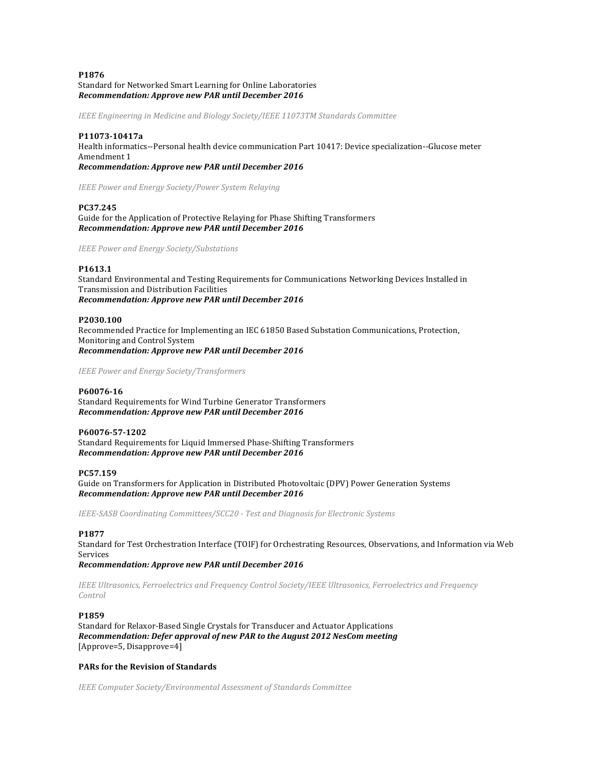**P1876**
Standard for Networked Smart Learning for Online Laboratories
***Recommendation: Approve new PAR until December 2016***

*IEEE Engineering in Medicine and Biology Society/IEEE 11073TM Standards Committee*

**P11073-10417a**
Health informatics--Personal health device communication Part 10417: Device specialization--Glucose meter Amendment 1
***Recommendation: Approve new PAR until December 2016***

*IEEE Power and Energy Society/Power System Relaying*

**PC37.245**
Guide for the Application of Protective Relaying for Phase Shifting Transformers
***Recommendation: Approve new PAR until December 2016***

*IEEE Power and Energy Society/Substations*

**P1613.1**
Standard Environmental and Testing Requirements for Communications Networking Devices Installed in Transmission and Distribution Facilities
***Recommendation: Approve new PAR until December 2016***

**P2030.100**
Recommended Practice for Implementing an IEC 61850 Based Substation Communications, Protection, Monitoring and Control System
***Recommendation: Approve new PAR until December 2016***

*IEEE Power and Energy Society/Transformers*

**P60076-16**
Standard Requirements for Wind Turbine Generator Transformers
***Recommendation: Approve new PAR until December 2016***

**P60076-57-1202**
Standard Requirements for Liquid Immersed Phase-Shifting Transformers
***Recommendation: Approve new PAR until December 2016***

**PC57.159**
Guide on Transformers for Application in Distributed Photovoltaic (DPV) Power Generation Systems
***Recommendation: Approve new PAR until December 2016***

*IEEE-SASB Coordinating Committees/SCC20 - Test and Diagnosis for Electronic Systems*

**P1877**
Standard for Test Orchestration Interface (TOIF) for Orchestrating Resources, Observations, and Information via Web Services
***Recommendation: Approve new PAR until December 2016***

*IEEE Ultrasonics, Ferroelectrics and Frequency Control Society/IEEE Ultrasonics, Ferroelectrics and Frequency Control*

**P1859**
Standard for Relaxor-Based Single Crystals for Transducer and Actuator Applications
***Recommendation: Defer approval of new PAR to the August 2012 NesCom meeting***
[Approve=5, Disapprove=4]

**PARs for the Revision of Standards**

*IEEE Computer Society/Environmental Assessment of Standards Committee*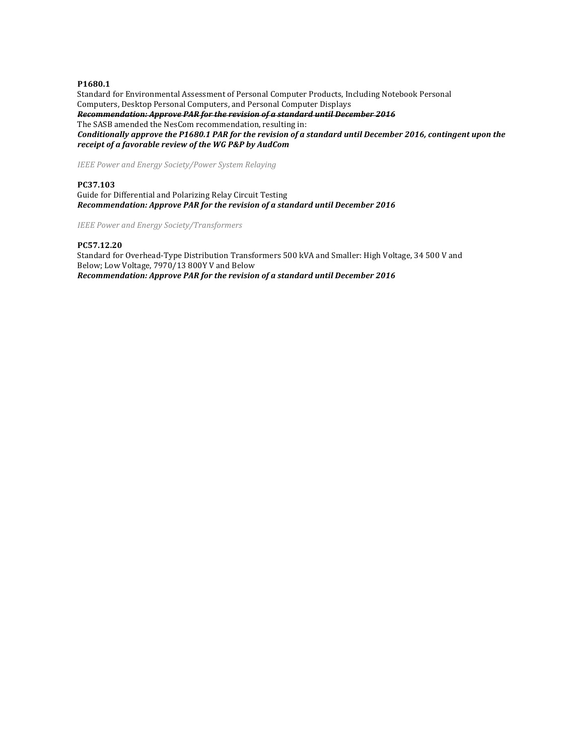**P1680.1**
Standard for Environmental Assessment of Personal Computer Products, Including Notebook Personal Computers, Desktop Personal Computers, and Personal Computer Displays
~~***Recommendation: Approve PAR for the revision of a standard until December 2016***~~
The SASB amended the NesCom recommendation, resulting in:
***Conditionally approve the P1680.1 PAR for the revision of a standard until December 2016, contingent upon the receipt of a favorable review of the WG P&P by AudCom***

*IEEE Power and Energy Society/Power System Relaying*

**PC37.103**
Guide for Differential and Polarizing Relay Circuit Testing
***Recommendation: Approve PAR for the revision of a standard until December 2016***

*IEEE Power and Energy Society/Transformers*

**PC57.12.20**
Standard for Overhead-Type Distribution Transformers 500 kVA and Smaller: High Voltage, 34 500 V and Below; Low Voltage, 7970/13 800Y V and Below
***Recommendation: Approve PAR for the revision of a standard until December 2016***